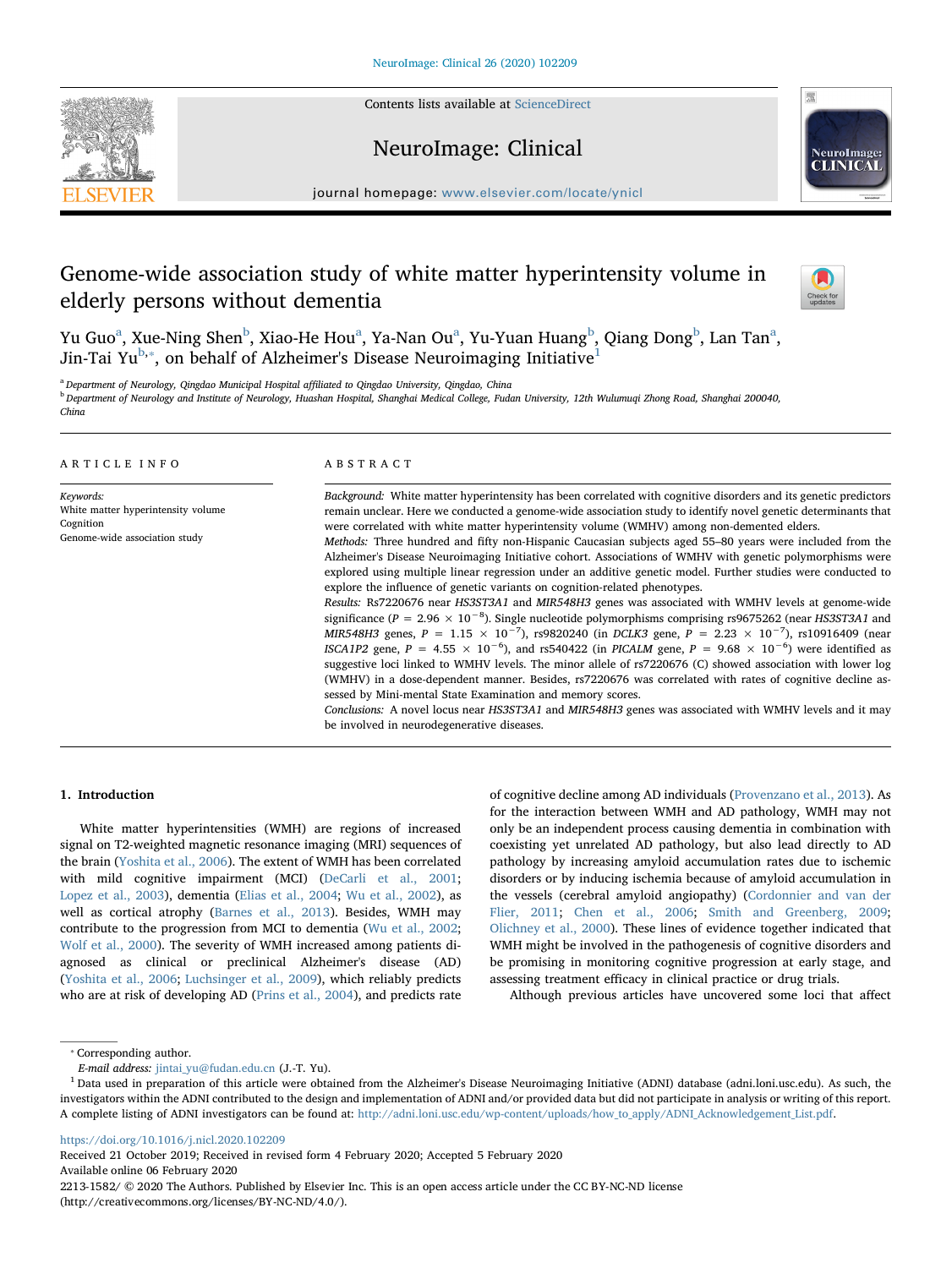# Genome-wide association study of white matter hyperintensity volume in elderly persons without dementia

Yu Guo[a], Xue-Ning Shen[b], Xiao-He Hou[a], Ya-Nan Ou[a], Yu-Yuan Huang[b], Qiang Dong[b], Lan Tan[a], Jin-Tai Yu[b,*], on behalf of Alzheimer's Disease Neuroimaging Initiative[1]

[a] Department of Neurology, Qingdao Municipal Hospital affiliated to Qingdao University, Qingdao, China

[b] Department of Neurology and Institute of Neurology, Huashan Hospital, Shanghai Medical College, Fudan University, 12th Wulumuqi Zhong Road, Shanghai 200040, China

## ARTICLE INFO

*Keywords:*
White matter hyperintensity volume
Cognition
Genome-wide association study

## ABSTRACT

*Background:* White matter hyperintensity has been correlated with cognitive disorders and its genetic predictors remain unclear. Here we conducted a genome-wide association study to identify novel genetic determinants that were correlated with white matter hyperintensity volume (WMHV) among non-demented elders.

*Methods:* Three hundred and fifty non-Hispanic Caucasian subjects aged 55–80 years were included from the Alzheimer's Disease Neuroimaging Initiative cohort. Associations of WMHV with genetic polymorphisms were explored using multiple linear regression under an additive genetic model. Further studies were conducted to explore the influence of genetic variants on cognition-related phenotypes.

*Results:* Rs7220676 near *HS3ST3A1* and *MIR548H3* genes was associated with WMHV levels at genome-wide significance ($P = 2.96 \times 10^{-8}$). Single nucleotide polymorphisms comprising rs9675262 (near *HS3ST3A1* and *MIR548H3* genes, $P = 1.15 \times 10^{-7}$), rs9820240 (in *DCLK3* gene, $P = 2.23 \times 10^{-7}$), rs10916409 (near *ISCA1P2* gene, $P = 4.55 \times 10^{-6}$), and rs540422 (in *PICALM* gene, $P = 9.68 \times 10^{-6}$) were identified as suggestive loci linked to WMHV levels. The minor allele of rs7220676 (C) showed association with lower log (WMHV) in a dose-dependent manner. Besides, rs7220676 was correlated with rates of cognitive decline assessed by Mini-mental State Examination and memory scores.

*Conclusions:* A novel locus near *HS3ST3A1* and *MIR548H3* genes was associated with WMHV levels and it may be involved in neurodegenerative diseases.

## 1. Introduction

White matter hyperintensities (WMH) are regions of increased signal on T2-weighted magnetic resonance imaging (MRI) sequences of the brain (Yoshita et al., 2006). The extent of WMH has been correlated with mild cognitive impairment (MCI) (DeCarli et al., 2001; Lopez et al., 2003), dementia (Elias et al., 2004; Wu et al., 2002), as well as cortical atrophy (Barnes et al., 2013). Besides, WMH may contribute to the progression from MCI to dementia (Wu et al., 2002; Wolf et al., 2000). The severity of WMH increased among patients diagnosed as clinical or preclinical Alzheimer's disease (AD) (Yoshita et al., 2006; Luchsinger et al., 2009), which reliably predicts who are at risk of developing AD (Prins et al., 2004), and predicts rate of cognitive decline among AD individuals (Provenzano et al., 2013). As for the interaction between WMH and AD pathology, WMH may not only be an independent process causing dementia in combination with coexisting yet unrelated AD pathology, but also lead directly to AD pathology by increasing amyloid accumulation rates due to ischemic disorders or by inducing ischemia because of amyloid accumulation in the vessels (cerebral amyloid angiopathy) (Cordonnier and van der Flier, 2011; Chen et al., 2006; Smith and Greenberg, 2009; Olichney et al., 2000). These lines of evidence together indicated that WMH might be involved in the pathogenesis of cognitive disorders and be promising in monitoring cognitive progression at early stage, and assessing treatment efficacy in clinical practice or drug trials.

Although previous articles have uncovered some loci that affect

---

* Corresponding author.
*E-mail address:* jintai_yu@fudan.edu.cn (J.-T. Yu).

[1] Data used in preparation of this article were obtained from the Alzheimer's Disease Neuroimaging Initiative (ADNI) database (adni.loni.usc.edu). As such, the investigators within the ADNI contributed to the design and implementation of ADNI and/or provided data but did not participate in analysis or writing of this report. A complete listing of ADNI investigators can be found at: http://adni.loni.usc.edu/wp-content/uploads/how_to_apply/ADNI_Acknowledgement_List.pdf.

https://doi.org/10.1016/j.nicl.2020.102209
Received 21 October 2019; Received in revised form 4 February 2020; Accepted 5 February 2020
Available online 06 February 2020
2213-1582/ © 2020 The Authors. Published by Elsevier Inc. This is an open access article under the CC BY-NC-ND license (http://creativecommons.org/licenses/BY-NC-ND/4.0/).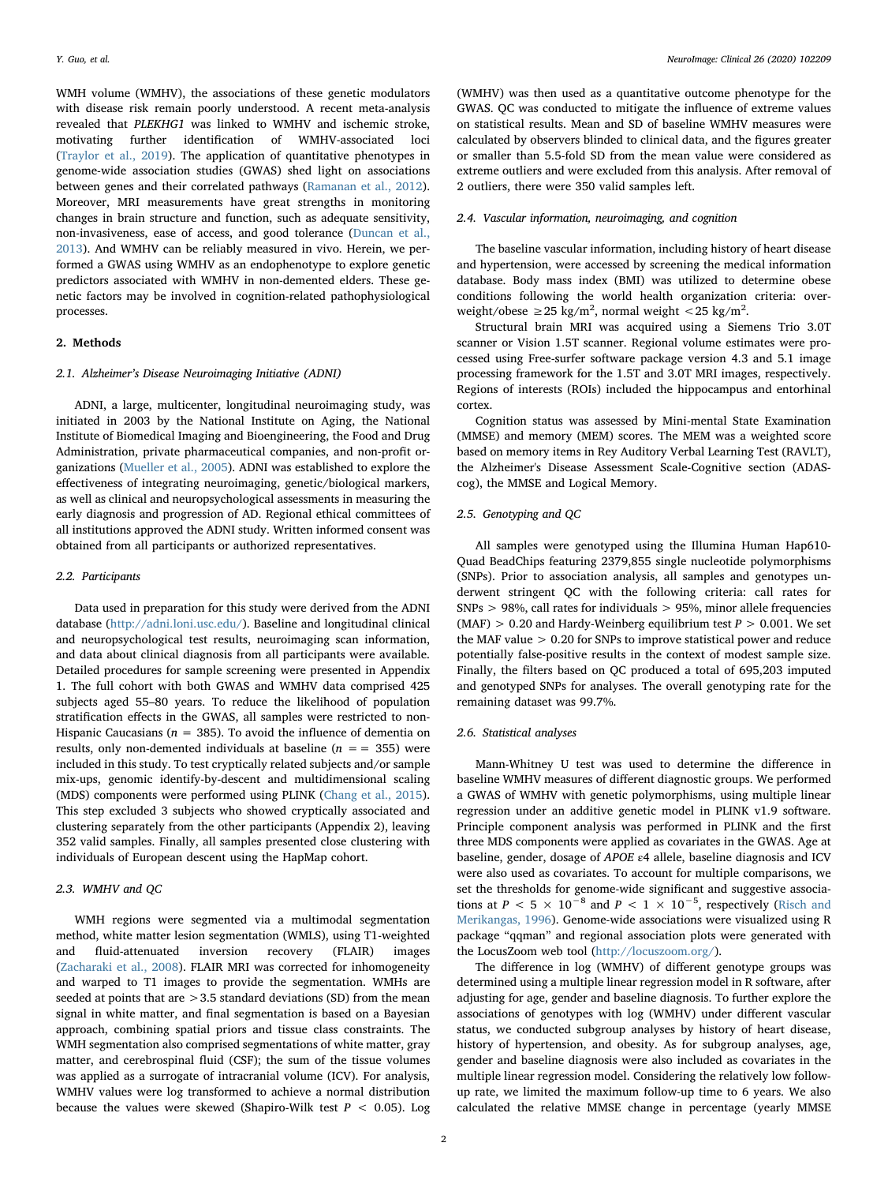WMH volume (WMHV), the associations of these genetic modulators with disease risk remain poorly understood. A recent meta-analysis revealed that *PLEKHG1* was linked to WMHV and ischemic stroke, motivating further identification of WMHV-associated loci (Traylor et al., 2019). The application of quantitative phenotypes in genome-wide association studies (GWAS) shed light on associations between genes and their correlated pathways (Ramanan et al., 2012). Moreover, MRI measurements have great strengths in monitoring changes in brain structure and function, such as adequate sensitivity, non-invasiveness, ease of access, and good tolerance (Duncan et al., 2013). And WMHV can be reliably measured in vivo. Herein, we performed a GWAS using WMHV as an endophenotype to explore genetic predictors associated with WMHV in non-demented elders. These genetic factors may be involved in cognition-related pathophysiological processes.

## 2. Methods

### 2.1. Alzheimer's Disease Neuroimaging Initiative (ADNI)

ADNI, a large, multicenter, longitudinal neuroimaging study, was initiated in 2003 by the National Institute on Aging, the National Institute of Biomedical Imaging and Bioengineering, the Food and Drug Administration, private pharmaceutical companies, and non-profit organizations (Mueller et al., 2005). ADNI was established to explore the effectiveness of integrating neuroimaging, genetic/biological markers, as well as clinical and neuropsychological assessments in measuring the early diagnosis and progression of AD. Regional ethical committees of all institutions approved the ADNI study. Written informed consent was obtained from all participants or authorized representatives.

### 2.2. Participants

Data used in preparation for this study were derived from the ADNI database (http://adni.loni.usc.edu/). Baseline and longitudinal clinical and neuropsychological test results, neuroimaging scan information, and data about clinical diagnosis from all participants were available. Detailed procedures for sample screening were presented in Appendix 1. The full cohort with both GWAS and WMHV data comprised 425 subjects aged 55–80 years. To reduce the likelihood of population stratification effects in the GWAS, all samples were restricted to non-Hispanic Caucasians ($n$ = 385). To avoid the influence of dementia on results, only non-demented individuals at baseline ($n$ = = 355) were included in this study. To test cryptically related subjects and/or sample mix-ups, genomic identify-by-descent and multidimensional scaling (MDS) components were performed using PLINK (Chang et al., 2015). This step excluded 3 subjects who showed cryptically associated and clustering separately from the other participants (Appendix 2), leaving 352 valid samples. Finally, all samples presented close clustering with individuals of European descent using the HapMap cohort.

### 2.3. WMHV and QC

WMH regions were segmented via a multimodal segmentation method, white matter lesion segmentation (WMLS), using T1-weighted and fluid-attenuated inversion recovery (FLAIR) images (Zacharaki et al., 2008). FLAIR MRI was corrected for inhomogeneity and warped to T1 images to provide the segmentation. WMHs are seeded at points that are >3.5 standard deviations (SD) from the mean signal in white matter, and final segmentation is based on a Bayesian approach, combining spatial priors and tissue class constraints. The WMH segmentation also comprised segmentations of white matter, gray matter, and cerebrospinal fluid (CSF); the sum of the tissue volumes was applied as a surrogate of intracranial volume (ICV). For analysis, WMHV values were log transformed to achieve a normal distribution because the values were skewed (Shapiro-Wilk test $P < 0.05$). Log (WMHV) was then used as a quantitative outcome phenotype for the GWAS. QC was conducted to mitigate the influence of extreme values on statistical results. Mean and SD of baseline WMHV measures were calculated by observers blinded to clinical data, and the figures greater or smaller than 5.5-fold SD from the mean value were considered as extreme outliers and were excluded from this analysis. After removal of 2 outliers, there were 350 valid samples left.

### 2.4. Vascular information, neuroimaging, and cognition

The baseline vascular information, including history of heart disease and hypertension, were accessed by screening the medical information database. Body mass index (BMI) was utilized to determine obese conditions following the world health organization criteria: overweight/obese $\geq 25$ kg/m$^2$, normal weight $< 25$ kg/m$^2$.

Structural brain MRI was acquired using a Siemens Trio 3.0T scanner or Vision 1.5T scanner. Regional volume estimates were processed using Free-surfer software package version 4.3 and 5.1 image processing framework for the 1.5T and 3.0T MRI images, respectively. Regions of interests (ROIs) included the hippocampus and entorhinal cortex.

Cognition status was assessed by Mini-mental State Examination (MMSE) and memory (MEM) scores. The MEM was a weighted score based on memory items in Rey Auditory Verbal Learning Test (RAVLT), the Alzheimer's Disease Assessment Scale-Cognitive section (ADAS-cog), the MMSE and Logical Memory.

### 2.5. Genotyping and QC

All samples were genotyped using the Illumina Human Hap610-Quad BeadChips featuring 2379,855 single nucleotide polymorphisms (SNPs). Prior to association analysis, all samples and genotypes underwent stringent QC with the following criteria: call rates for SNPs > 98%, call rates for individuals > 95%, minor allele frequencies (MAF) > 0.20 and Hardy-Weinberg equilibrium test $P > 0.001$. We set the MAF value > 0.20 for SNPs to improve statistical power and reduce potentially false-positive results in the context of modest sample size. Finally, the filters based on QC produced a total of 695,203 imputed and genotyped SNPs for analyses. The overall genotyping rate for the remaining dataset was 99.7%.

### 2.6. Statistical analyses

Mann-Whitney U test was used to determine the difference in baseline WMHV measures of different diagnostic groups. We performed a GWAS of WMHV with genetic polymorphisms, using multiple linear regression under an additive genetic model in PLINK v1.9 software. Principle component analysis was performed in PLINK and the first three MDS components were applied as covariates in the GWAS. Age at baseline, gender, dosage of *APOE* ε4 allele, baseline diagnosis and ICV were also used as covariates. To account for multiple comparisons, we set the thresholds for genome-wide significant and suggestive associations at $P < 5 \times 10^{-8}$ and $P < 1 \times 10^{-5}$, respectively (Risch and Merikangas, 1996). Genome-wide associations were visualized using R package "qqman" and regional association plots were generated with the LocusZoom web tool (http://locuszoom.org/).

The difference in log (WMHV) of different genotype groups was determined using a multiple linear regression model in R software, after adjusting for age, gender and baseline diagnosis. To further explore the associations of genotypes with log (WMHV) under different vascular status, we conducted subgroup analyses by history of heart disease, history of hypertension, and obesity. As for subgroup analyses, age, gender and baseline diagnosis were also included as covariates in the multiple linear regression model. Considering the relatively low follow-up rate, we limited the maximum follow-up time to 6 years. We also calculated the relative MMSE change in percentage (yearly MMSE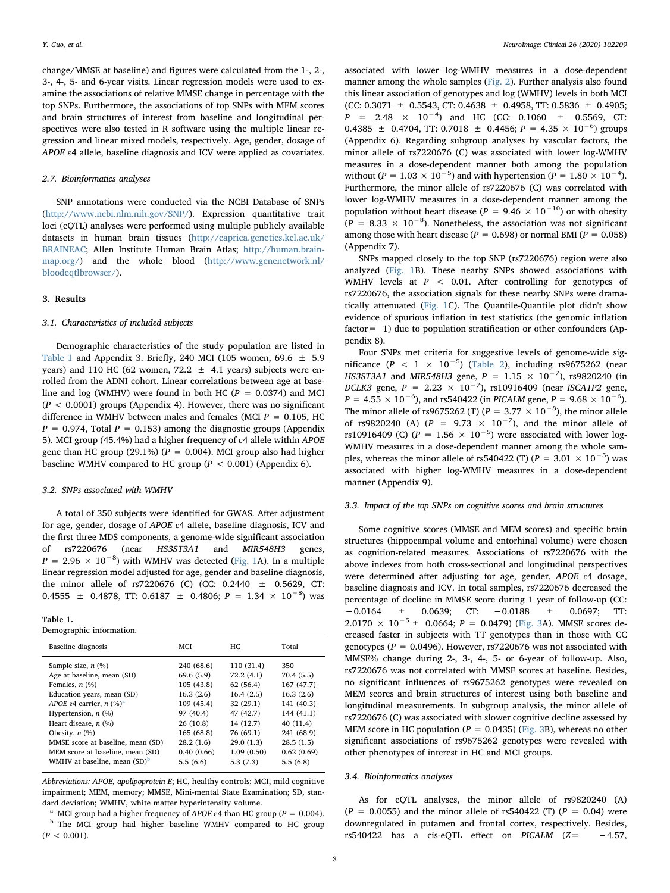change/MMSE at baseline) and figures were calculated from the 1-, 2-, 3-, 4-, 5- and 6-year visits. Linear regression models were used to examine the associations of relative MMSE change in percentage with the top SNPs. Furthermore, the associations of top SNPs with MEM scores and brain structures of interest from baseline and longitudinal perspectives were also tested in R software using the multiple linear regression and linear mixed models, respectively. Age, gender, dosage of *APOE* ε4 allele, baseline diagnosis and ICV were applied as covariates.

### 2.7. Bioinformatics analyses

SNP annotations were conducted via the NCBI Database of SNPs (http://www.ncbi.nlm.nih.gov/SNP/). Expression quantitative trait loci (eQTL) analyses were performed using multiple publicly available datasets in human brain tissues (http://caprica.genetics.kcl.ac.uk/BRAINEAC; Allen Institute Human Brain Atlas; http://human.brain-map.org/) and the whole blood (http://www.genenetwork.nl/bloodeqtlbrowser/).

## 3. Results

### 3.1. Characteristics of included subjects

Demographic characteristics of the study population are listed in Table 1 and Appendix 3. Briefly, 240 MCI (105 women, 69.6 ± 5.9 years) and 110 HC (62 women, 72.2 ± 4.1 years) subjects were enrolled from the ADNI cohort. Linear correlations between age at baseline and log (WMHV) were found in both HC ($P = 0.0374$) and MCI ($P < 0.0001$) groups (Appendix 4). However, there was no significant difference in WMHV between males and females (MCI $P = 0.105$, HC $P = 0.974$, Total $P = 0.153$) among the diagnostic groups (Appendix 5). MCI group (45.4%) had a higher frequency of ε4 allele within *APOE* gene than HC group (29.1%) ($P = 0.004$). MCI group also had higher baseline WMHV compared to HC group ($P < 0.001$) (Appendix 6).

### 3.2. SNPs associated with WMHV

A total of 350 subjects were identified for GWAS. After adjustment for age, gender, dosage of *APOE* ε4 allele, baseline diagnosis, ICV and the first three MDS components, a genome-wide significant association of rs7220676 (near *HS3ST3A1* and *MIR548H3* genes, $P = 2.96 \times 10^{-8}$) with WMHV was detected (Fig. 1A). In a multiple linear regression model adjusted for age, gender and baseline diagnosis, the minor allele of rs7220676 (C) (CC: 0.2440 ± 0.5629, CT: 0.4555 ± 0.4878, TT: 0.6187 ± 0.4806; $P = 1.34 \times 10^{-8}$) was associated with lower log-WMHV measures in a dose-dependent manner among the whole samples (Fig. 2). Further analysis also found this linear association of genotypes and log (WMHV) levels in both MCI (CC: 0.3071 ± 0.5543, CT: 0.4638 ± 0.4958, TT: 0.5836 ± 0.4905; $P = 2.48 \times 10^{-4}$) and HC (CC: 0.1060 ± 0.5569, CT: 0.4385 ± 0.4704, TT: 0.7018 ± 0.4456; $P = 4.35 \times 10^{-6}$) groups (Appendix 6). Regarding subgroup analyses by vascular factors, the minor allele of rs7220676 (C) was associated with lower log-WMHV measures in a dose-dependent manner both among the population without ($P = 1.03 \times 10^{-5}$) and with hypertension ($P = 1.80 \times 10^{-4}$). Furthermore, the minor allele of rs7220676 (C) was correlated with lower log-WMHV measures in a dose-dependent manner among the population without heart disease ($P = 9.46 \times 10^{-10}$) or with obesity ($P = 8.33 \times 10^{-8}$). Nonetheless, the association was not significant among those with heart disease ($P = 0.698$) or normal BMI ($P = 0.058$) (Appendix 7).

SNPs mapped closely to the top SNP (rs7220676) region were also analyzed (Fig. 1B). These nearby SNPs showed associations with WMHV levels at $P < 0.01$. After controlling for genotypes of rs7220676, the association signals for these nearby SNPs were dramatically attenuated (Fig. 1C). The Quantile-Quantile plot didn't show evidence of spurious inflation in test statistics (the genomic inflation factor= 1) due to population stratification or other confounders (Appendix 8).

Four SNPs met criteria for suggestive levels of genome-wide significance ($P < 1 \times 10^{-5}$) (Table 2), including rs9675262 (near *HS3ST3A1* and *MIR548H3* gene, $P = 1.15 \times 10^{-7}$), rs9820240 (in *DCLK3* gene, $P = 2.23 \times 10^{-7}$), rs10916409 (near *ISCA1P2* gene, $P = 4.55 \times 10^{-6}$), and rs540422 (in *PICALM* gene, $P = 9.68 \times 10^{-6}$). The minor allele of rs9675262 (T) ($P = 3.77 \times 10^{-8}$), the minor allele of rs9820240 (A) ($P = 9.73 \times 10^{-7}$), and the minor allele of rs10916409 (C) ($P = 1.56 \times 10^{-5}$) were associated with lower log-WMHV measures in a dose-dependent manner among the whole samples, whereas the minor allele of rs540422 (T) ($P = 3.01 \times 10^{-5}$) was associated with higher log-WMHV measures in a dose-dependent manner (Appendix 9).

### 3.3. Impact of the top SNPs on cognitive scores and brain structures

Some cognitive scores (MMSE and MEM scores) and specific brain structures (hippocampal volume and entorhinal volume) were chosen as cognition-related measures. Associations of rs7220676 with the above indexes from both cross-sectional and longitudinal perspectives were determined after adjusting for age, gender, *APOE* ε4 dosage, baseline diagnosis and ICV. In total samples, rs7220676 decreased the percentage of decline in MMSE score during 1 year of follow-up (CC: −0.0164 ± 0.0639; CT: −0.0188 ± 0.0697; TT: $2.0170 \times 10^{-5}$ ± 0.0664; $P = 0.0479$) (Fig. 3A). MMSE scores decreased faster in subjects with TT genotypes than in those with CC genotypes ($P = 0.0496$). However, rs7220676 was not associated with MMSE% change during 2-, 3-, 4-, 5- or 6-year of follow-up. Also, rs7220676 was not correlated with MMSE scores at baseline. Besides, no significant influences of rs9675262 genotypes were revealed on MEM scores and brain structures of interest using both baseline and longitudinal measurements. In subgroup analysis, the minor allele of rs7220676 (C) was associated with slower cognitive decline assessed by MEM score in HC population ($P = 0.0435$) (Fig. 3B), whereas no other significant associations of rs9675262 genotypes were revealed with other phenotypes of interest in HC and MCI groups.

### 3.4. Bioinformatics analyses

As for eQTL analyses, the minor allele of rs9820240 (A) ($P = 0.0055$) and the minor allele of rs540422 (T) ($P = 0.04$) were downregulated in putamen and frontal cortex, respectively. Besides, rs540422 has a cis-eQTL effect on *PICALM* (Z= −4.57,

**Table 1.**
Demographic information.

| Baseline diagnosis | MCI | HC | Total |
|---|---|---|---|
| Sample size, n (%) | 240 (68.6) | 110 (31.4) | 350 |
| Age at baseline, mean (SD) | 69.6 (5.9) | 72.2 (4.1) | 70.4 (5.5) |
| Females, n (%) | 105 (43.8) | 62 (56.4) | 167 (47.7) |
| Education years, mean (SD) | 16.3 (2.6) | 16.4 (2.5) | 16.3 (2.6) |
| *APOE* ε4 carrier, n (%)[a] | 109 (45.4) | 32 (29.1) | 141 (40.3) |
| Hypertension, n (%) | 97 (40.4) | 47 (42.7) | 144 (41.1) |
| Heart disease, n (%) | 26 (10.8) | 14 (12.7) | 40 (11.4) |
| Obesity, n (%) | 165 (68.8) | 76 (69.1) | 241 (68.9) |
| MMSE score at baseline, mean (SD) | 28.2 (1.6) | 29.0 (1.3) | 28.5 (1.5) |
| MEM score at baseline, mean (SD) | 0.40 (0.66) | 1.09 (0.50) | 0.62 (0.69) |
| WMHV at baseline, mean (SD)[b] | 5.5 (6.6) | 5.3 (7.3) | 5.5 (6.8) |

*Abbreviations: APOE, apolipoprotein E*; HC, healthy controls; MCI, mild cognitive impairment; MEM, memory; MMSE, Mini-mental State Examination; SD, standard deviation; WMHV, white matter hyperintensity volume.

[a] MCI group had a higher frequency of *APOE* ε4 than HC group ($P = 0.004$).

[b] The MCI group had higher baseline WMHV compared to HC group ($P < 0.001$).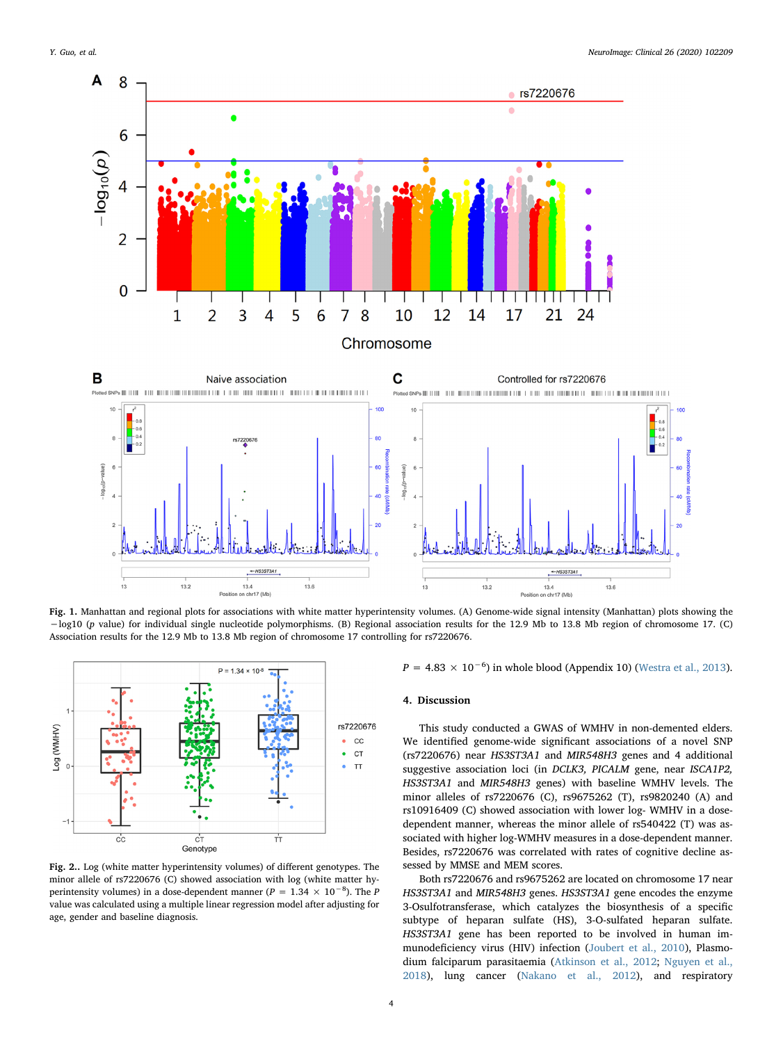**Fig. 1.** Manhattan and regional plots for associations with white matter hyperintensity volumes. (A) Genome-wide signal intensity (Manhattan) plots showing the $-\log_{10}$ (*p* value) for individual single nucleotide polymorphisms. (B) Regional association results for the 12.9 Mb to 13.8 Mb region of chromosome 17. (C) Association results for the 12.9 Mb to 13.8 Mb region of chromosome 17 controlling for rs7220676.

**Fig. 2..** Log (white matter hyperintensity volumes) of different genotypes. The minor allele of rs7220676 (C) showed association with log (white matter hyperintensity volumes) in a dose-dependent manner ($P = 1.34 \times 10^{-8}$). The *P* value was calculated using a multiple linear regression model after adjusting for age, gender and baseline diagnosis.

$P = 4.83 \times 10^{-6}$) in whole blood (Appendix 10) (Westra et al., 2013).

## 4. Discussion

This study conducted a GWAS of WMHV in non-demented elders. We identified genome-wide significant associations of a novel SNP (rs7220676) near *HS3ST3A1* and *MIR548H3* genes and 4 additional suggestive association loci (in *DCLK3, PICALM* gene, near *ISCA1P2, HS3ST3A1* and *MIR548H3* genes) with baseline WMHV levels. The minor alleles of rs7220676 (C), rs9675262 (T), rs9820240 (A) and rs10916409 (C) showed association with lower log- WMHV in a dose-dependent manner, whereas the minor allele of rs540422 (T) was associated with higher log-WMHV measures in a dose-dependent manner. Besides, rs7220676 was correlated with rates of cognitive decline assessed by MMSE and MEM scores.

Both rs7220676 and rs9675262 are located on chromosome 17 near *HS3ST3A1* and *MIR548H3* genes. *HS3ST3A1* gene encodes the enzyme 3-Osulfotransferase, which catalyzes the biosynthesis of a specific subtype of heparan sulfate (HS), 3-O-sulfated heparan sulfate. *HS3ST3A1* gene has been reported to be involved in human immunodeficiency virus (HIV) infection (Joubert et al., 2010), Plasmodium falciparum parasitaemia (Atkinson et al., 2012; Nguyen et al., 2018), lung cancer (Nakano et al., 2012), and respiratory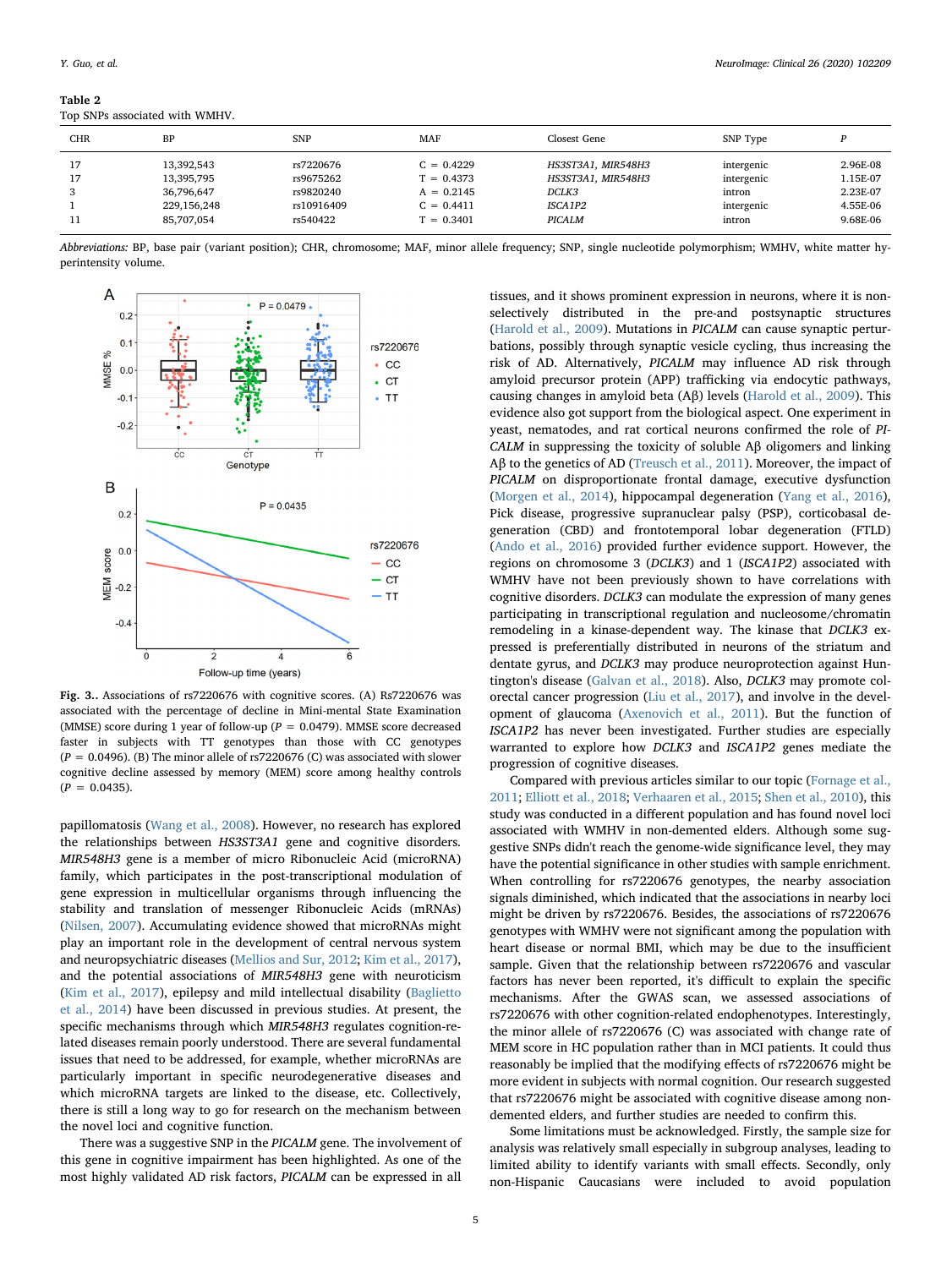**Table 2**
Top SNPs associated with WMHV.

| CHR | BP | SNP | MAF | Closest Gene | SNP Type | *P* |
|---|---|---|---|---|---|---|
| 17 | 13,392,543 | rs7220676 | C = 0.4229 | *HS3ST3A1, MIR548H3* | intergenic | 2.96E-08 |
| 17 | 13,395,795 | rs9675262 | T = 0.4373 | *HS3ST3A1, MIR548H3* | intergenic | 1.15E-07 |
| 3 | 36,796,647 | rs9820240 | A = 0.2145 | *DCLK3* | intron | 2.23E-07 |
| 1 | 229,156,248 | rs10916409 | C = 0.4411 | *ISCA1P2* | intergenic | 4.55E-06 |
| 11 | 85,707,054 | rs540422 | T = 0.3401 | *PICALM* | intron | 9.68E-06 |

*Abbreviations:* BP, base pair (variant position); CHR, chromosome; MAF, minor allele frequency; SNP, single nucleotide polymorphism; WMHV, white matter hyperintensity volume.

**Fig. 3.**. Associations of rs7220676 with cognitive scores. (A) Rs7220676 was associated with the percentage of decline in Mini-mental State Examination (MMSE) score during 1 year of follow-up ($P$ = 0.0479). MMSE score decreased faster in subjects with TT genotypes than those with CC genotypes ($P$ = 0.0496). (B) The minor allele of rs7220676 (C) was associated with slower cognitive decline assessed by memory (MEM) score among healthy controls ($P$ = 0.0435).

papillomatosis (Wang et al., 2008). However, no research has explored the relationships between *HS3ST3A1* gene and cognitive disorders. *MIR548H3* gene is a member of micro Ribonucleic Acid (microRNA) family, which participates in the post-transcriptional modulation of gene expression in multicellular organisms through influencing the stability and translation of messenger Ribonucleic Acids (mRNAs) (Nilsen, 2007). Accumulating evidence showed that microRNAs might play an important role in the development of central nervous system and neuropsychiatric diseases (Mellios and Sur, 2012; Kim et al., 2017), and the potential associations of *MIR548H3* gene with neuroticism (Kim et al., 2017), epilepsy and mild intellectual disability (Baglietto et al., 2014) have been discussed in previous studies. At present, the specific mechanisms through which *MIR548H3* regulates cognition-related diseases remain poorly understood. There are several fundamental issues that need to be addressed, for example, whether microRNAs are particularly important in specific neurodegenerative diseases and which microRNA targets are linked to the disease, etc. Collectively, there is still a long way to go for research on the mechanism between the novel loci and cognitive function.

There was a suggestive SNP in the *PICALM* gene. The involvement of this gene in cognitive impairment has been highlighted. As one of the most highly validated AD risk factors, *PICALM* can be expressed in all tissues, and it shows prominent expression in neurons, where it is non-selectively distributed in the pre-and postsynaptic structures (Harold et al., 2009). Mutations in *PICALM* can cause synaptic perturbations, possibly through synaptic vesicle cycling, thus increasing the risk of AD. Alternatively, *PICALM* may influence AD risk through amyloid precursor protein (APP) trafficking via endocytic pathways, causing changes in amyloid beta (Aβ) levels (Harold et al., 2009). This evidence also got support from the biological aspect. One experiment in yeast, nematodes, and rat cortical neurons confirmed the role of *PICALM* in suppressing the toxicity of soluble Aβ oligomers and linking Aβ to the genetics of AD (Treusch et al., 2011). Moreover, the impact of *PICALM* on disproportionate frontal damage, executive dysfunction (Morgen et al., 2014), hippocampal degeneration (Yang et al., 2016), Pick disease, progressive supranuclear palsy (PSP), corticobasal degeneration (CBD) and frontotemporal lobar degeneration (FTLD) (Ando et al., 2016) provided further evidence support. However, the regions on chromosome 3 (*DCLK3*) and 1 (*ISCA1P2*) associated with WMHV have not been previously shown to have correlations with cognitive disorders. *DCLK3* can modulate the expression of many genes participating in transcriptional regulation and nucleosome/chromatin remodeling in a kinase-dependent way. The kinase that *DCLK3* expressed is preferentially distributed in neurons of the striatum and dentate gyrus, and *DCLK3* may produce neuroprotection against Huntington's disease (Galvan et al., 2018). Also, *DCLK3* may promote colorectal cancer progression (Liu et al., 2017), and involve in the development of glaucoma (Axenovich et al., 2011). But the function of *ISCA1P2* has never been investigated. Further studies are especially warranted to explore how *DCLK3* and *ISCA1P2* genes mediate the progression of cognitive diseases.

Compared with previous articles similar to our topic (Fornage et al., 2011; Elliott et al., 2018; Verhaaren et al., 2015; Shen et al., 2010), this study was conducted in a different population and has found novel loci associated with WMHV in non-demented elders. Although some suggestive SNPs didn't reach the genome-wide significance level, they may have the potential significance in other studies with sample enrichment. When controlling for rs7220676 genotypes, the nearby association signals diminished, which indicated that the associations in nearby loci might be driven by rs7220676. Besides, the associations of rs7220676 genotypes with WMHV were not significant among the population with heart disease or normal BMI, which may be due to the insufficient sample. Given that the relationship between rs7220676 and vascular factors has never been reported, it's difficult to explain the specific mechanisms. After the GWAS scan, we assessed associations of rs7220676 with other cognition-related endophenotypes. Interestingly, the minor allele of rs7220676 (C) was associated with change rate of MEM score in HC population rather than in MCI patients. It could thus reasonably be implied that the modifying effects of rs7220676 might be more evident in subjects with normal cognition. Our research suggested that rs7220676 might be associated with cognitive disease among non-demented elders, and further studies are needed to confirm this.

Some limitations must be acknowledged. Firstly, the sample size for analysis was relatively small especially in subgroup analyses, leading to limited ability to identify variants with small effects. Secondly, only non-Hispanic Caucasians were included to avoid population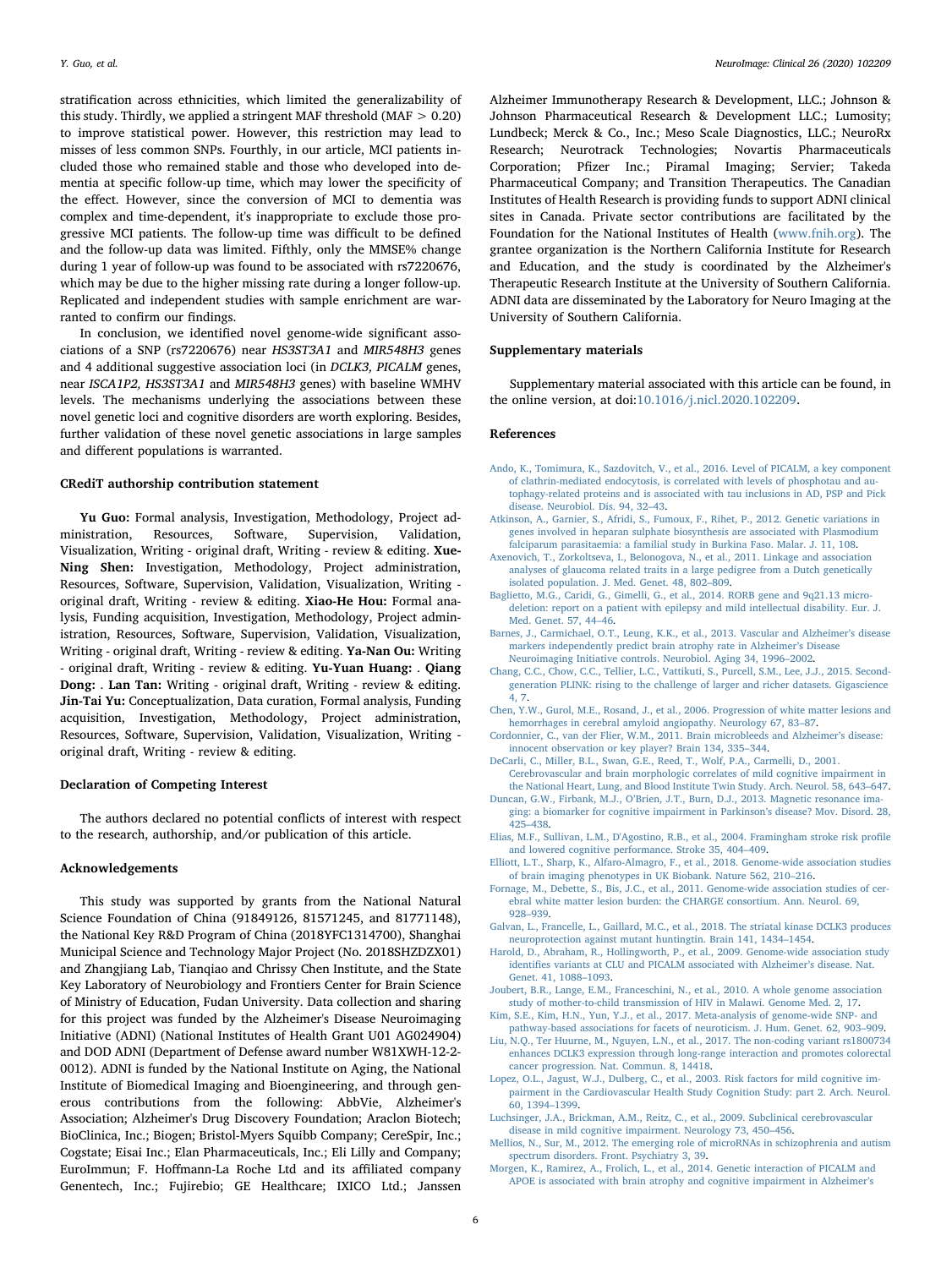stratification across ethnicities, which limited the generalizability of this study. Thirdly, we applied a stringent MAF threshold (MAF > 0.20) to improve statistical power. However, this restriction may lead to misses of less common SNPs. Fourthly, in our article, MCI patients included those who remained stable and those who developed into dementia at specific follow-up time, which may lower the specificity of the effect. However, since the conversion of MCI to dementia was complex and time-dependent, it's inappropriate to exclude those progressive MCI patients. The follow-up time was difficult to be defined and the follow-up data was limited. Fifthly, only the MMSE% change during 1 year of follow-up was found to be associated with rs7220676, which may be due to the higher missing rate during a longer follow-up. Replicated and independent studies with sample enrichment are warranted to confirm our findings.

In conclusion, we identified novel genome-wide significant associations of a SNP (rs7220676) near *HS3ST3A1* and *MIR548H3* genes and 4 additional suggestive association loci (in *DCLK3, PICALM* genes, near *ISCA1P2, HS3ST3A1* and *MIR548H3* genes) with baseline WMHV levels. The mechanisms underlying the associations between these novel genetic loci and cognitive disorders are worth exploring. Besides, further validation of these novel genetic associations in large samples and different populations is warranted.

## CRediT authorship contribution statement

**Yu Guo:** Formal analysis, Investigation, Methodology, Project administration, Resources, Software, Supervision, Validation, Visualization, Writing - original draft, Writing - review & editing. **Xue-Ning Shen:** Investigation, Methodology, Project administration, Resources, Software, Supervision, Validation, Visualization, Writing - original draft, Writing - review & editing. **Xiao-He Hou:** Formal analysis, Funding acquisition, Investigation, Methodology, Project administration, Resources, Software, Supervision, Validation, Visualization, Writing - original draft, Writing - review & editing. **Ya-Nan Ou:** Writing - original draft, Writing - review & editing. **Yu-Yuan Huang:** . **Qiang Dong:** . **Lan Tan:** Writing - original draft, Writing - review & editing. **Jin-Tai Yu:** Conceptualization, Data curation, Formal analysis, Funding acquisition, Investigation, Methodology, Project administration, Resources, Software, Supervision, Validation, Visualization, Writing - original draft, Writing - review & editing.

## Declaration of Competing Interest

The authors declared no potential conflicts of interest with respect to the research, authorship, and/or publication of this article.

## Acknowledgements

This study was supported by grants from the National Natural Science Foundation of China (91849126, 81571245, and 81771148), the National Key R&D Program of China (2018YFC1314700), Shanghai Municipal Science and Technology Major Project (No. 2018SHZDZX01) and Zhangjiang Lab, Tianqiao and Chrissy Chen Institute, and the State Key Laboratory of Neurobiology and Frontiers Center for Brain Science of Ministry of Education, Fudan University. Data collection and sharing for this project was funded by the Alzheimer's Disease Neuroimaging Initiative (ADNI) (National Institutes of Health Grant U01 AG024904) and DOD ADNI (Department of Defense award number W81XWH-12-2-0012). ADNI is funded by the National Institute on Aging, the National Institute of Biomedical Imaging and Bioengineering, and through generous contributions from the following: AbbVie, Alzheimer's Association; Alzheimer's Drug Discovery Foundation; Araclon Biotech; BioClinica, Inc.; Biogen; Bristol-Myers Squibb Company; CereSpir, Inc.; Cogstate; Eisai Inc.; Elan Pharmaceuticals, Inc.; Eli Lilly and Company; EuroImmun; F. Hoffmann-La Roche Ltd and its affiliated company Genentech, Inc.; Fujirebio; GE Healthcare; IXICO Ltd.; Janssen Alzheimer Immunotherapy Research & Development, LLC.; Johnson & Johnson Pharmaceutical Research & Development LLC.; Lumosity; Lundbeck; Merck & Co., Inc.; Meso Scale Diagnostics, LLC.; NeuroRx Research; Neurotrack Technologies; Novartis Pharmaceuticals Corporation; Pfizer Inc.; Piramal Imaging; Servier; Takeda Pharmaceutical Company; and Transition Therapeutics. The Canadian Institutes of Health Research is providing funds to support ADNI clinical sites in Canada. Private sector contributions are facilitated by the Foundation for the National Institutes of Health (www.fnih.org). The grantee organization is the Northern California Institute for Research and Education, and the study is coordinated by the Alzheimer's Therapeutic Research Institute at the University of Southern California. ADNI data are disseminated by the Laboratory for Neuro Imaging at the University of Southern California.

## Supplementary materials

Supplementary material associated with this article can be found, in the online version, at doi:10.1016/j.nicl.2020.102209.

## References

Ando, K., Tomimura, K., Sazdovitch, V., et al., 2016. Level of PICALM, a key component of clathrin-mediated endocytosis, is correlated with levels of phosphotau and autophagy-related proteins and is associated with tau inclusions in AD, PSP and Pick disease. Neurobiol. Dis. 94, 32–43.

Atkinson, A., Garnier, S., Afridi, S., Fumoux, F., Rihet, P., 2012. Genetic variations in genes involved in heparan sulphate biosynthesis are associated with Plasmodium falciparum parasitaemia: a familial study in Burkina Faso. Malar. J. 11, 108.

Axenovich, T., Zorkoltseva, I., Belonogova, N., et al., 2011. Linkage and association analyses of glaucoma related traits in a large pedigree from a Dutch genetically isolated population. J. Med. Genet. 48, 802–809.

Baglietto, M.G., Caridi, G., Gimelli, G., et al., 2014. RORB gene and 9q21.13 microdeletion: report on a patient with epilepsy and mild intellectual disability. Eur. J. Med. Genet. 57, 44–46.

Barnes, J., Carmichael, O.T., Leung, K.K., et al., 2013. Vascular and Alzheimer's disease markers independently predict brain atrophy rate in Alzheimer's Disease Neuroimaging Initiative controls. Neurobiol. Aging 34, 1996–2002.

Chang, C.C., Chow, C.C., Tellier, L.C., Vattikuti, S., Purcell, S.M., Lee, J.J., 2015. Second-generation PLINK: rising to the challenge of larger and richer datasets. Gigascience 4, 7.

Chen, Y.W., Gurol, M.E., Rosand, J., et al., 2006. Progression of white matter lesions and hemorrhages in cerebral amyloid angiopathy. Neurology 67, 83–87.

Cordonnier, C., van der Flier, W.M., 2011. Brain microbleeds and Alzheimer's disease: innocent observation or key player? Brain 134, 335–344.

DeCarli, C., Miller, B.L., Swan, G.E., Reed, T., Wolf, P.A., Carmelli, D., 2001. Cerebrovascular and brain morphologic correlates of mild cognitive impairment in the National Heart, Lung, and Blood Institute Twin Study. Arch. Neurol. 58, 643–647.

Duncan, G.W., Firbank, M.J., O'Brien, J.T., Burn, D.J., 2013. Magnetic resonance imaging: a biomarker for cognitive impairment in Parkinson's disease? Mov. Disord. 28, 425–438.

Elias, M.F., Sullivan, L.M., D'Agostino, R.B., et al., 2004. Framingham stroke risk profile and lowered cognitive performance. Stroke 35, 404–409.

Elliott, L.T., Sharp, K., Alfaro-Almagro, F., et al., 2018. Genome-wide association studies of brain imaging phenotypes in UK Biobank. Nature 562, 210–216.

Fornage, M., Debette, S., Bis, J.C., et al., 2011. Genome-wide association studies of cerebral white matter lesion burden: the CHARGE consortium. Ann. Neurol. 69, 928–939.

Galvan, L., Francelle, L., Gaillard, M.C., et al., 2018. The striatal kinase DCLK3 produces neuroprotection against mutant huntingtin. Brain 141, 1434–1454.

Harold, D., Abraham, R., Hollingworth, P., et al., 2009. Genome-wide association study identifies variants at CLU and PICALM associated with Alzheimer's disease. Nat. Genet. 41, 1088–1093.

Joubert, B.R., Lange, E.M., Franceschini, N., et al., 2010. A whole genome association study of mother-to-child transmission of HIV in Malawi. Genome Med. 2, 17.

Kim, S.E., Kim, H.N., Yun, Y.J., et al., 2017. Meta-analysis of genome-wide SNP- and pathway-based associations for facets of neuroticism. J. Hum. Genet. 62, 903–909.

Liu, N.Q., Ter Huurne, M., Nguyen, L.N., et al., 2017. The non-coding variant rs1800734 enhances DCLK3 expression through long-range interaction and promotes colorectal cancer progression. Nat. Commun. 8, 14418.

Lopez, O.L., Jagust, W.J., Dulberg, C., et al., 2003. Risk factors for mild cognitive impairment in the Cardiovascular Health Study Cognition Study: part 2. Arch. Neurol. 60, 1394–1399.

Luchsinger, J.A., Brickman, A.M., Reitz, C., et al., 2009. Subclinical cerebrovascular disease in mild cognitive impairment. Neurology 73, 450–456.

Mellios, N., Sur, M., 2012. The emerging role of microRNAs in schizophrenia and autism spectrum disorders. Front. Psychiatry 3, 39.

Morgen, K., Ramirez, A., Frolich, L., et al., 2014. Genetic interaction of PICALM and APOE is associated with brain atrophy and cognitive impairment in Alzheimer's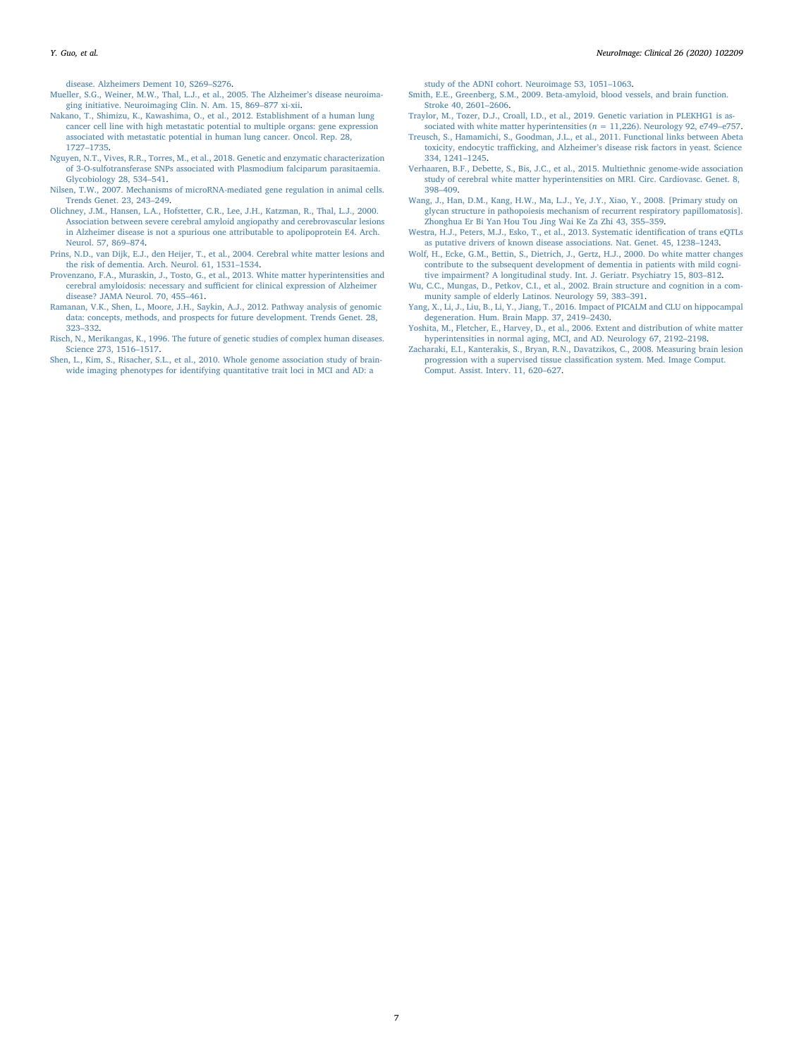disease. Alzheimers Dement 10, S269–S276.

Mueller, S.G., Weiner, M.W., Thal, L.J., et al., 2005. The Alzheimer's disease neuroimaging initiative. Neuroimaging Clin. N. Am. 15, 869–877 xi-xii.

Nakano, T., Shimizu, K., Kawashima, O., et al., 2012. Establishment of a human lung cancer cell line with high metastatic potential to multiple organs: gene expression associated with metastatic potential in human lung cancer. Oncol. Rep. 28, 1727–1735.

Nguyen, N.T., Vives, R.R., Torres, M., et al., 2018. Genetic and enzymatic characterization of 3-O-sulfotransferase SNPs associated with Plasmodium falciparum parasitaemia. Glycobiology 28, 534–541.

Nilsen, T.W., 2007. Mechanisms of microRNA-mediated gene regulation in animal cells. Trends Genet. 23, 243–249.

Olichney, J.M., Hansen, L.A., Hofstetter, C.R., Lee, J.H., Katzman, R., Thal, L.J., 2000. Association between severe cerebral amyloid angiopathy and cerebrovascular lesions in Alzheimer disease is not a spurious one attributable to apolipoprotein E4. Arch. Neurol. 57, 869–874.

Prins, N.D., van Dijk, E.J., den Heijer, T., et al., 2004. Cerebral white matter lesions and the risk of dementia. Arch. Neurol. 61, 1531–1534.

Provenzano, F.A., Muraskin, J., Tosto, G., et al., 2013. White matter hyperintensities and cerebral amyloidosis: necessary and sufficient for clinical expression of Alzheimer disease? JAMA Neurol. 70, 455–461.

Ramanan, V.K., Shen, L., Moore, J.H., Saykin, A.J., 2012. Pathway analysis of genomic data: concepts, methods, and prospects for future development. Trends Genet. 28, 323–332.

Risch, N., Merikangas, K., 1996. The future of genetic studies of complex human diseases. Science 273, 1516–1517.

Shen, L., Kim, S., Risacher, S.L., et al., 2010. Whole genome association study of brain-wide imaging phenotypes for identifying quantitative trait loci in MCI and AD: a study of the ADNI cohort. Neuroimage 53, 1051–1063.

Smith, E.E., Greenberg, S.M., 2009. Beta-amyloid, blood vessels, and brain function. Stroke 40, 2601–2606.

Traylor, M., Tozer, D.J., Croall, I.D., et al., 2019. Genetic variation in PLEKHG1 is associated with white matter hyperintensities ($n$ = 11,226). Neurology 92, e749–e757.

Treusch, S., Hamamichi, S., Goodman, J.L., et al., 2011. Functional links between Abeta toxicity, endocytic trafficking, and Alzheimer's disease risk factors in yeast. Science 334, 1241–1245.

Verhaaren, B.F., Debette, S., Bis, J.C., et al., 2015. Multiethnic genome-wide association study of cerebral white matter hyperintensities on MRI. Circ. Cardiovasc. Genet. 8, 398–409.

Wang, J., Han, D.M., Kang, H.W., Ma, L.J., Ye, J.Y., Xiao, Y., 2008. [Primary study on glycan structure in pathopoiesis mechanism of recurrent respiratory papillomatosis]. Zhonghua Er Bi Yan Hou Tou Jing Wai Ke Za Zhi 43, 355–359.

Westra, H.J., Peters, M.J., Esko, T., et al., 2013. Systematic identification of trans eQTLs as putative drivers of known disease associations. Nat. Genet. 45, 1238–1243.

Wolf, H., Ecke, G.M., Bettin, S., Dietrich, J., Gertz, H.J., 2000. Do white matter changes contribute to the subsequent development of dementia in patients with mild cognitive impairment? A longitudinal study. Int. J. Geriatr. Psychiatry 15, 803–812.

Wu, C.C., Mungas, D., Petkov, C.I., et al., 2002. Brain structure and cognition in a community sample of elderly Latinos. Neurology 59, 383–391.

Yang, X., Li, J., Liu, B., Li, Y., Jiang, T., 2016. Impact of PICALM and CLU on hippocampal degeneration. Hum. Brain Mapp. 37, 2419–2430.

Yoshita, M., Fletcher, E., Harvey, D., et al., 2006. Extent and distribution of white matter hyperintensities in normal aging, MCI, and AD. Neurology 67, 2192–2198.

Zacharaki, E.I., Kanterakis, S., Bryan, R.N., Davatzikos, C., 2008. Measuring brain lesion progression with a supervised tissue classification system. Med. Image Comput. Comput. Assist. Interv. 11, 620–627.